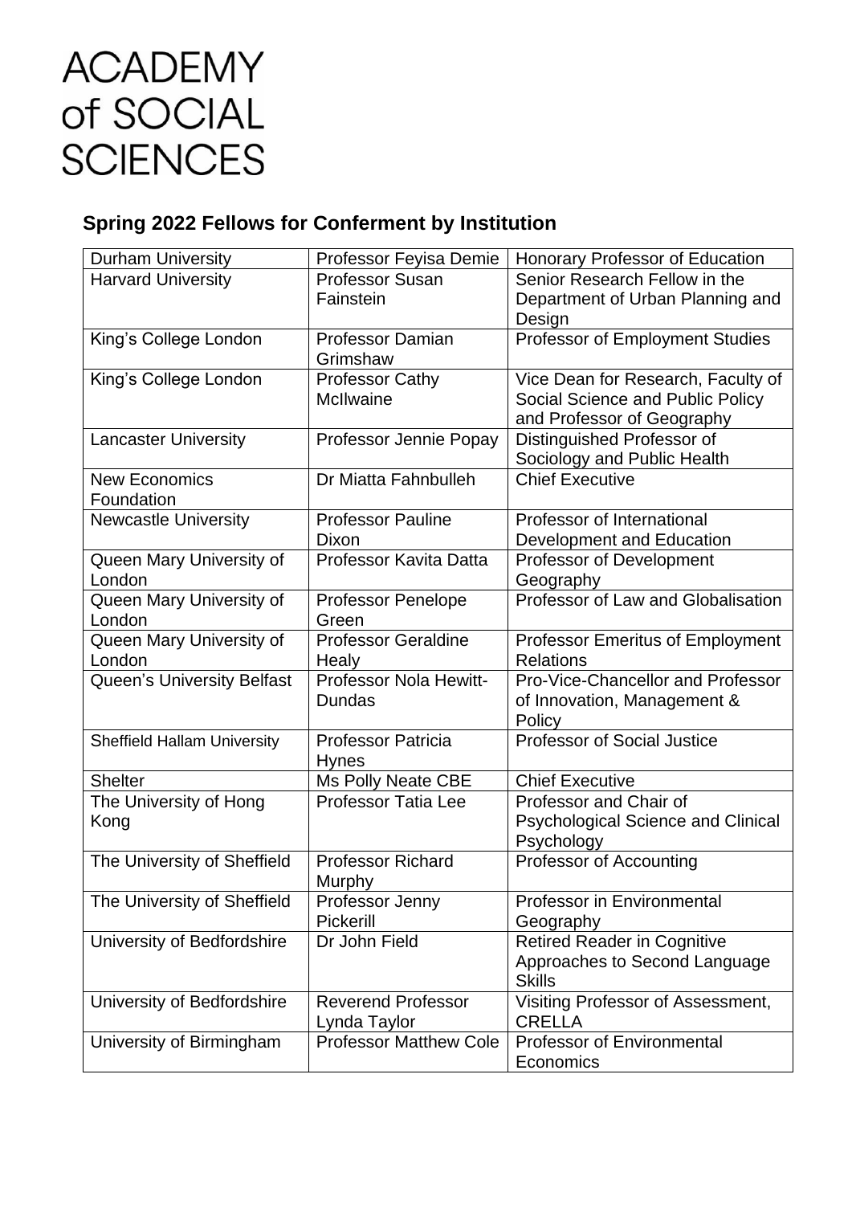# ACADEMY of SOCIAL SCIENCES

## Spring 2022 Fellows for Conferment by Institution

| | | |
|---|---|---|
| Durham University | Professor Feyisa Demie | Honorary Professor of Education |
| Harvard University | Professor Susan Fainstein | Senior Research Fellow in the Department of Urban Planning and Design |
| King's College London | Professor Damian Grimshaw | Professor of Employment Studies |
| King's College London | Professor Cathy McIlwaine | Vice Dean for Research, Faculty of Social Science and Public Policy and Professor of Geography |
| Lancaster University | Professor Jennie Popay | Distinguished Professor of Sociology and Public Health |
| New Economics Foundation | Dr Miatta Fahnbulleh | Chief Executive |
| Newcastle University | Professor Pauline Dixon | Professor of International Development and Education |
| Queen Mary University of London | Professor Kavita Datta | Professor of Development Geography |
| Queen Mary University of London | Professor Penelope Green | Professor of Law and Globalisation |
| Queen Mary University of London | Professor Geraldine Healy | Professor Emeritus of Employment Relations |
| Queen's University Belfast | Professor Nola Hewitt-Dundas | Pro-Vice-Chancellor and Professor of Innovation, Management & Policy |
| Sheffield Hallam University | Professor Patricia Hynes | Professor of Social Justice |
| Shelter | Ms Polly Neate CBE | Chief Executive |
| The University of Hong Kong | Professor Tatia Lee | Professor and Chair of Psychological Science and Clinical Psychology |
| The University of Sheffield | Professor Richard Murphy | Professor of Accounting |
| The University of Sheffield | Professor Jenny Pickerill | Professor in Environmental Geography |
| University of Bedfordshire | Dr John Field | Retired Reader in Cognitive Approaches to Second Language Skills |
| University of Bedfordshire | Reverend Professor Lynda Taylor | Visiting Professor of Assessment, CRELLA |
| University of Birmingham | Professor Matthew Cole | Professor of Environmental Economics |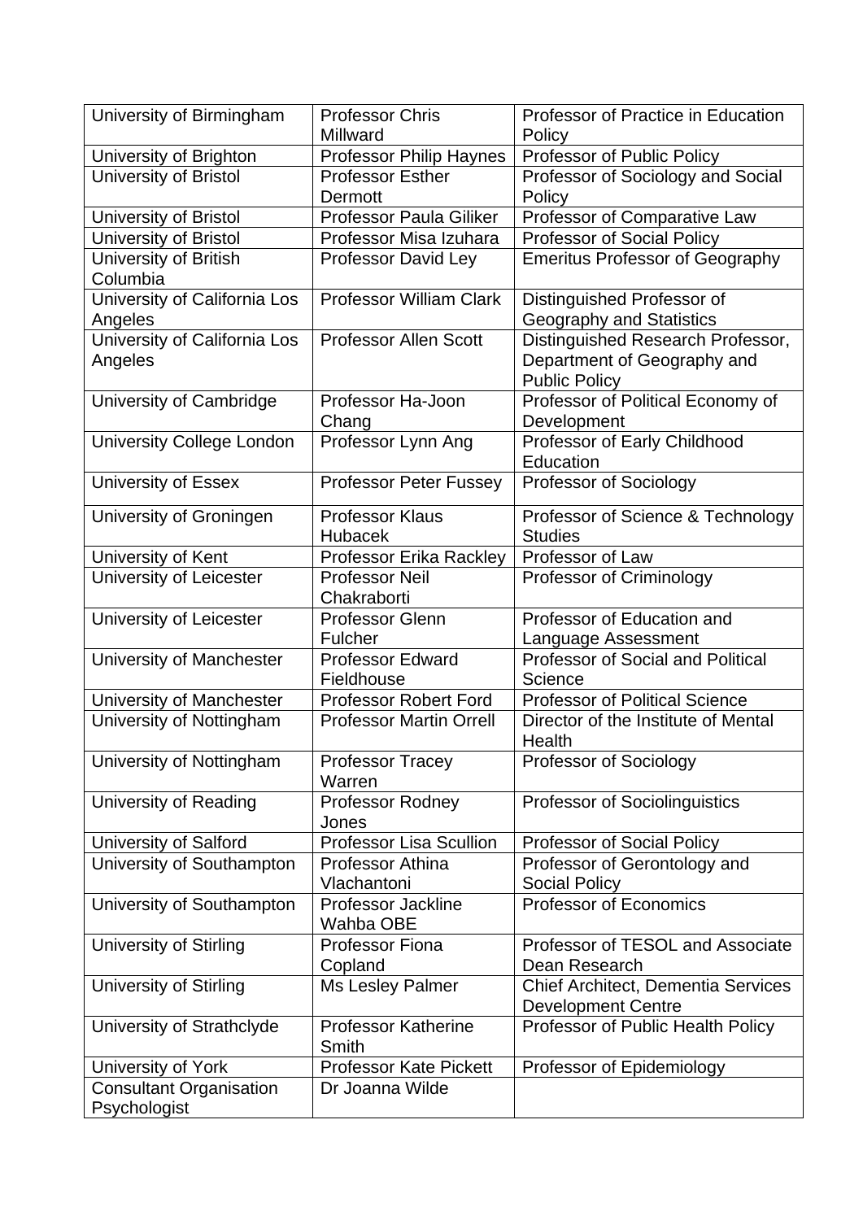| | | |
|---|---|---|
| University of Birmingham | Professor Chris Millward | Professor of Practice in Education Policy |
| University of Brighton | Professor Philip Haynes | Professor of Public Policy |
| University of Bristol | Professor Esther Dermott | Professor of Sociology and Social Policy |
| University of Bristol | Professor Paula Giliker | Professor of Comparative Law |
| University of Bristol | Professor Misa Izuhara | Professor of Social Policy |
| University of British Columbia | Professor David Ley | Emeritus Professor of Geography |
| University of California Los Angeles | Professor William Clark | Distinguished Professor of Geography and Statistics |
| University of California Los Angeles | Professor Allen Scott | Distinguished Research Professor, Department of Geography and Public Policy |
| University of Cambridge | Professor Ha-Joon Chang | Professor of Political Economy of Development |
| University College London | Professor Lynn Ang | Professor of Early Childhood Education |
| University of Essex | Professor Peter Fussey | Professor of Sociology |
| University of Groningen | Professor Klaus Hubacek | Professor of Science & Technology Studies |
| University of Kent | Professor Erika Rackley | Professor of Law |
| University of Leicester | Professor Neil Chakraborti | Professor of Criminology |
| University of Leicester | Professor Glenn Fulcher | Professor of Education and Language Assessment |
| University of Manchester | Professor Edward Fieldhouse | Professor of Social and Political Science |
| University of Manchester | Professor Robert Ford | Professor of Political Science |
| University of Nottingham | Professor Martin Orrell | Director of the Institute of Mental Health |
| University of Nottingham | Professor Tracey Warren | Professor of Sociology |
| University of Reading | Professor Rodney Jones | Professor of Sociolinguistics |
| University of Salford | Professor Lisa Scullion | Professor of Social Policy |
| University of Southampton | Professor Athina Vlachantoni | Professor of Gerontology and Social Policy |
| University of Southampton | Professor Jackline Wahba OBE | Professor of Economics |
| University of Stirling | Professor Fiona Copland | Professor of TESOL and Associate Dean Research |
| University of Stirling | Ms Lesley Palmer | Chief Architect, Dementia Services Development Centre |
| University of Strathclyde | Professor Katherine Smith | Professor of Public Health Policy |
| University of York | Professor Kate Pickett | Professor of Epidemiology |
| Consultant Organisation Psychologist | Dr Joanna Wilde | |